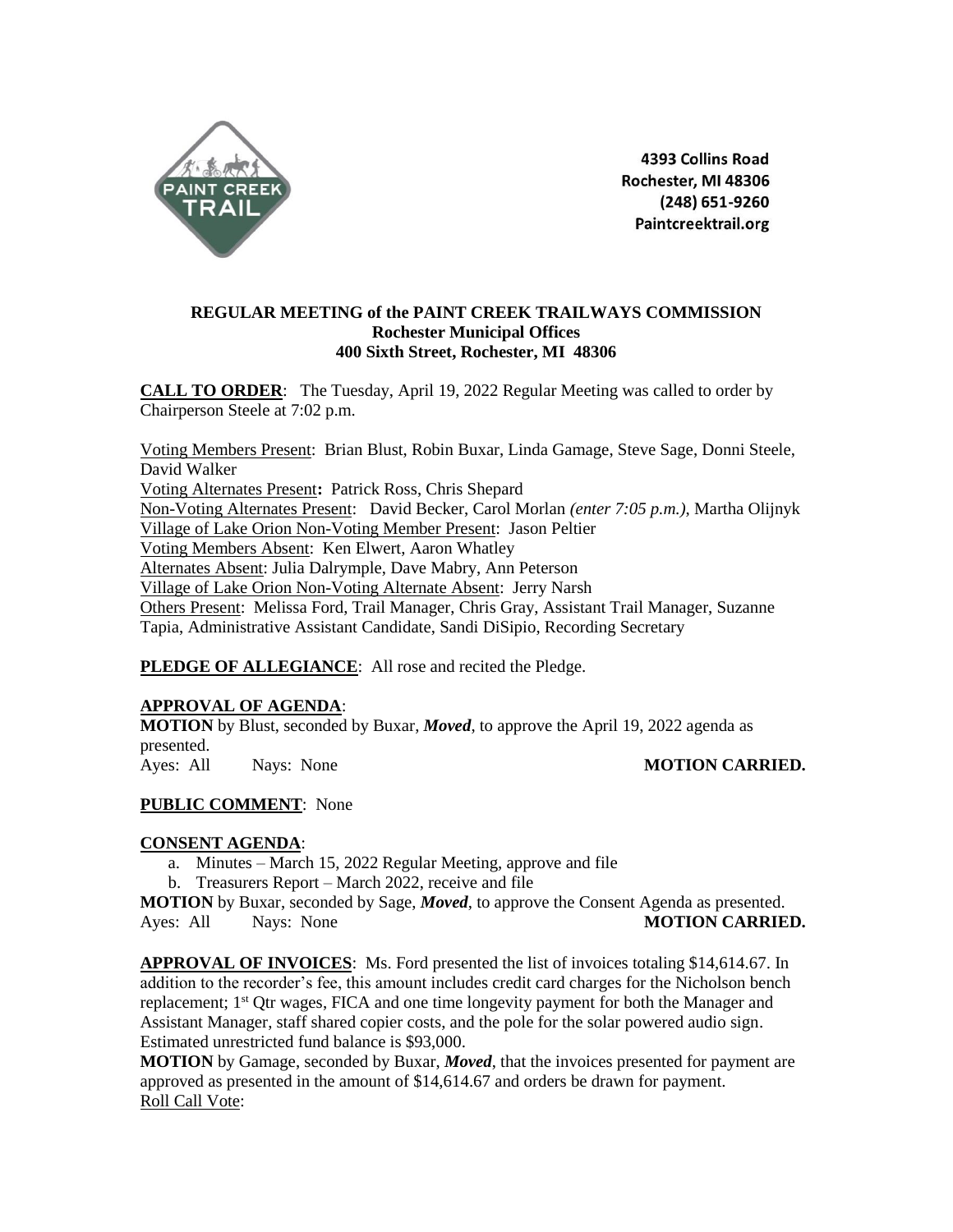4393 Collins Road
Rochester, MI 48306
(248) 651-9260
Paintcreektrail.org

**REGULAR MEETING of the PAINT CREEK TRAILWAYS COMMISSION**
**Rochester Municipal Offices**
**400 Sixth Street, Rochester, MI 48306**

**CALL TO ORDER**: The Tuesday, April 19, 2022 Regular Meeting was called to order by Chairperson Steele at 7:02 p.m.

Voting Members Present: Brian Blust, Robin Buxar, Linda Gamage, Steve Sage, Donni Steele, David Walker
Voting Alternates Present**:** Patrick Ross, Chris Shepard
Non-Voting Alternates Present: David Becker, Carol Morlan *(enter 7:05 p.m.)*, Martha Olijnyk
Village of Lake Orion Non-Voting Member Present: Jason Peltier
Voting Members Absent: Ken Elwert, Aaron Whatley
Alternates Absent: Julia Dalrymple, Dave Mabry, Ann Peterson
Village of Lake Orion Non-Voting Alternate Absent: Jerry Narsh
Others Present: Melissa Ford, Trail Manager, Chris Gray, Assistant Trail Manager, Suzanne Tapia, Administrative Assistant Candidate, Sandi DiSipio, Recording Secretary

**PLEDGE OF ALLEGIANCE**: All rose and recited the Pledge.

**APPROVAL OF AGENDA**:
**MOTION** by Blust, seconded by Buxar, ***Moved***, to approve the April 19, 2022 agenda as presented.
Ayes: All Nays: None **MOTION CARRIED.**

**PUBLIC COMMENT**: None

**CONSENT AGENDA**:

a. Minutes – March 15, 2022 Regular Meeting, approve and file
b. Treasurers Report – March 2022, receive and file

**MOTION** by Buxar, seconded by Sage, ***Moved***, to approve the Consent Agenda as presented.
Ayes: All Nays: None **MOTION CARRIED.**

**APPROVAL OF INVOICES**: Ms. Ford presented the list of invoices totaling $14,614.67. In addition to the recorder's fee, this amount includes credit card charges for the Nicholson bench replacement; 1st Qtr wages, FICA and one time longevity payment for both the Manager and Assistant Manager, staff shared copier costs, and the pole for the solar powered audio sign. Estimated unrestricted fund balance is $93,000.
**MOTION** by Gamage, seconded by Buxar, ***Moved***, that the invoices presented for payment are approved as presented in the amount of $14,614.67 and orders be drawn for payment.
Roll Call Vote: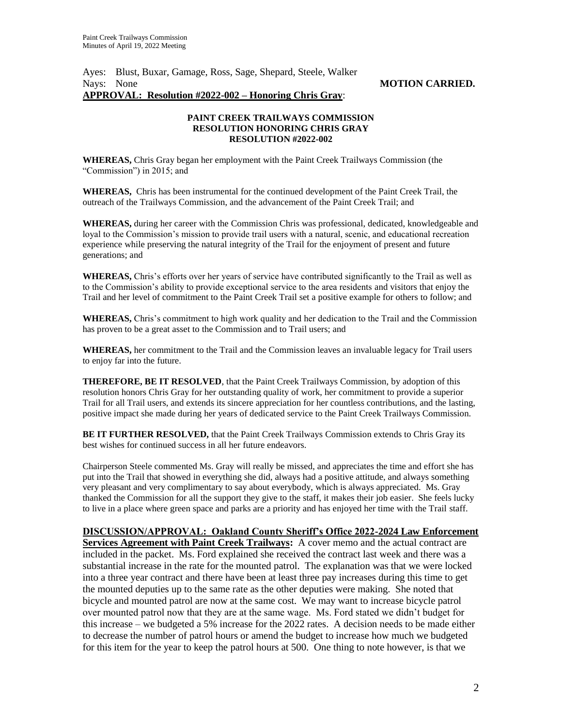Ayes: Blust, Buxar, Gamage, Ross, Sage, Shepard, Steele, Walker
Nays: None **MOTION CARRIED.**

**APPROVAL: Resolution #2022-002 – Honoring Chris Gray**:

**PAINT CREEK TRAILWAYS COMMISSION**
**RESOLUTION HONORING CHRIS GRAY**
**RESOLUTION #2022-002**

**WHEREAS,** Chris Gray began her employment with the Paint Creek Trailways Commission (the "Commission") in 2015; and

**WHEREAS,** Chris has been instrumental for the continued development of the Paint Creek Trail, the outreach of the Trailways Commission, and the advancement of the Paint Creek Trail; and

**WHEREAS,** during her career with the Commission Chris was professional, dedicated, knowledgeable and loyal to the Commission's mission to provide trail users with a natural, scenic, and educational recreation experience while preserving the natural integrity of the Trail for the enjoyment of present and future generations; and

**WHEREAS,** Chris's efforts over her years of service have contributed significantly to the Trail as well as to the Commission's ability to provide exceptional service to the area residents and visitors that enjoy the Trail and her level of commitment to the Paint Creek Trail set a positive example for others to follow; and

**WHEREAS,** Chris's commitment to high work quality and her dedication to the Trail and the Commission has proven to be a great asset to the Commission and to Trail users; and

**WHEREAS,** her commitment to the Trail and the Commission leaves an invaluable legacy for Trail users to enjoy far into the future.

**THEREFORE, BE IT RESOLVED**, that the Paint Creek Trailways Commission, by adoption of this resolution honors Chris Gray for her outstanding quality of work, her commitment to provide a superior Trail for all Trail users, and extends its sincere appreciation for her countless contributions, and the lasting, positive impact she made during her years of dedicated service to the Paint Creek Trailways Commission.

**BE IT FURTHER RESOLVED,** that the Paint Creek Trailways Commission extends to Chris Gray its best wishes for continued success in all her future endeavors.

Chairperson Steele commented Ms. Gray will really be missed, and appreciates the time and effort she has put into the Trail that showed in everything she did, always had a positive attitude, and always something very pleasant and very complimentary to say about everybody, which is always appreciated. Ms. Gray thanked the Commission for all the support they give to the staff, it makes their job easier. She feels lucky to live in a place where green space and parks are a priority and has enjoyed her time with the Trail staff.

**DISCUSSION/APPROVAL: Oakland County Sheriff's Office 2022-2024 Law Enforcement Services Agreement with Paint Creek Trailways:** A cover memo and the actual contract are included in the packet. Ms. Ford explained she received the contract last week and there was a substantial increase in the rate for the mounted patrol. The explanation was that we were locked into a three year contract and there have been at least three pay increases during this time to get the mounted deputies up to the same rate as the other deputies were making. She noted that bicycle and mounted patrol are now at the same cost. We may want to increase bicycle patrol over mounted patrol now that they are at the same wage. Ms. Ford stated we didn't budget for this increase – we budgeted a 5% increase for the 2022 rates. A decision needs to be made either to decrease the number of patrol hours or amend the budget to increase how much we budgeted for this item for the year to keep the patrol hours at 500. One thing to note however, is that we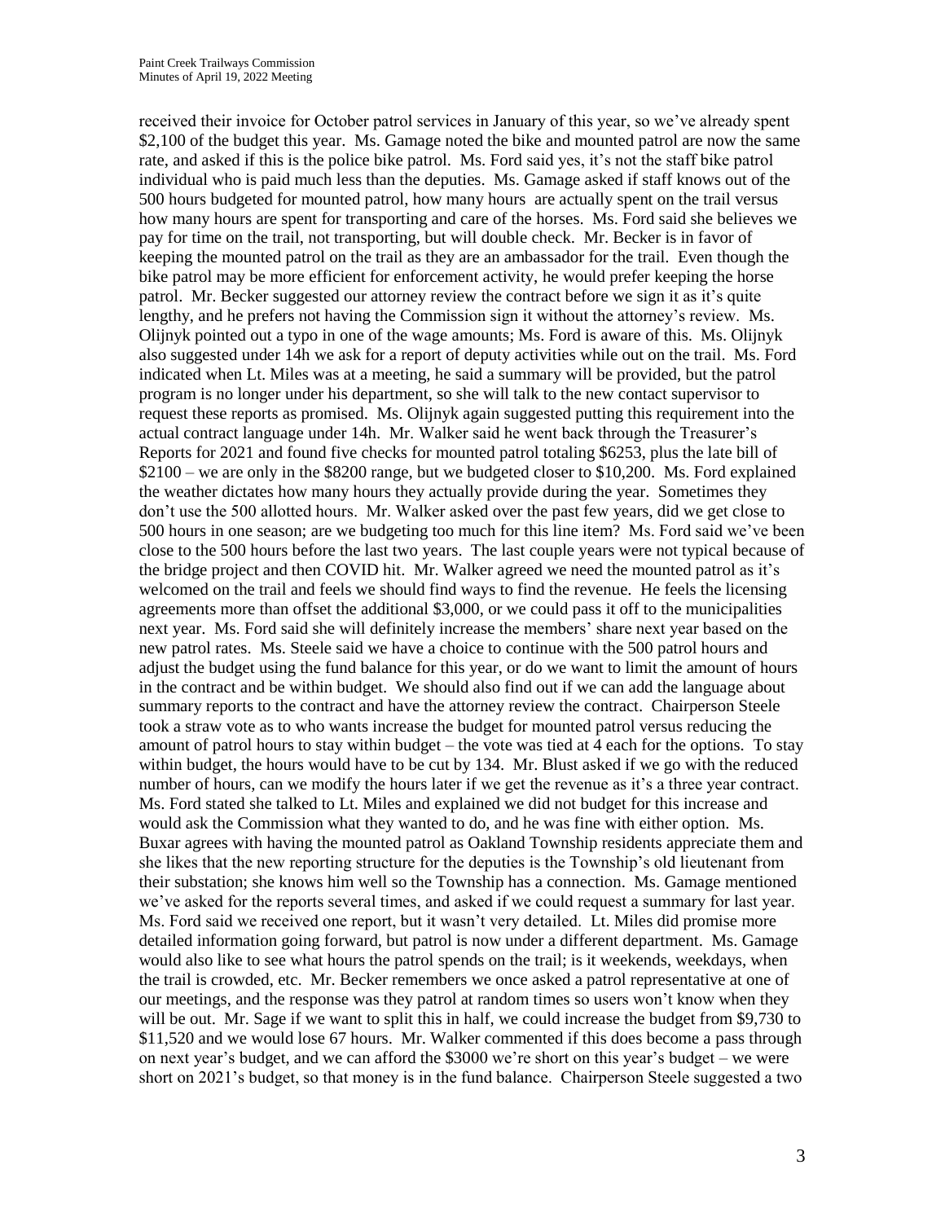received their invoice for October patrol services in January of this year, so we've already spent $2,100 of the budget this year. Ms. Gamage noted the bike and mounted patrol are now the same rate, and asked if this is the police bike patrol. Ms. Ford said yes, it's not the staff bike patrol individual who is paid much less than the deputies. Ms. Gamage asked if staff knows out of the 500 hours budgeted for mounted patrol, how many hours are actually spent on the trail versus how many hours are spent for transporting and care of the horses. Ms. Ford said she believes we pay for time on the trail, not transporting, but will double check. Mr. Becker is in favor of keeping the mounted patrol on the trail as they are an ambassador for the trail. Even though the bike patrol may be more efficient for enforcement activity, he would prefer keeping the horse patrol. Mr. Becker suggested our attorney review the contract before we sign it as it's quite lengthy, and he prefers not having the Commission sign it without the attorney's review. Ms. Olijnyk pointed out a typo in one of the wage amounts; Ms. Ford is aware of this. Ms. Olijnyk also suggested under 14h we ask for a report of deputy activities while out on the trail. Ms. Ford indicated when Lt. Miles was at a meeting, he said a summary will be provided, but the patrol program is no longer under his department, so she will talk to the new contact supervisor to request these reports as promised. Ms. Olijnyk again suggested putting this requirement into the actual contract language under 14h. Mr. Walker said he went back through the Treasurer's Reports for 2021 and found five checks for mounted patrol totaling $6253, plus the late bill of $2100 – we are only in the $8200 range, but we budgeted closer to $10,200. Ms. Ford explained the weather dictates how many hours they actually provide during the year. Sometimes they don't use the 500 allotted hours. Mr. Walker asked over the past few years, did we get close to 500 hours in one season; are we budgeting too much for this line item? Ms. Ford said we've been close to the 500 hours before the last two years. The last couple years were not typical because of the bridge project and then COVID hit. Mr. Walker agreed we need the mounted patrol as it's welcomed on the trail and feels we should find ways to find the revenue. He feels the licensing agreements more than offset the additional $3,000, or we could pass it off to the municipalities next year. Ms. Ford said she will definitely increase the members' share next year based on the new patrol rates. Ms. Steele said we have a choice to continue with the 500 patrol hours and adjust the budget using the fund balance for this year, or do we want to limit the amount of hours in the contract and be within budget. We should also find out if we can add the language about summary reports to the contract and have the attorney review the contract. Chairperson Steele took a straw vote as to who wants increase the budget for mounted patrol versus reducing the amount of patrol hours to stay within budget – the vote was tied at 4 each for the options. To stay within budget, the hours would have to be cut by 134. Mr. Blust asked if we go with the reduced number of hours, can we modify the hours later if we get the revenue as it's a three year contract. Ms. Ford stated she talked to Lt. Miles and explained we did not budget for this increase and would ask the Commission what they wanted to do, and he was fine with either option. Ms. Buxar agrees with having the mounted patrol as Oakland Township residents appreciate them and she likes that the new reporting structure for the deputies is the Township's old lieutenant from their substation; she knows him well so the Township has a connection. Ms. Gamage mentioned we've asked for the reports several times, and asked if we could request a summary for last year. Ms. Ford said we received one report, but it wasn't very detailed. Lt. Miles did promise more detailed information going forward, but patrol is now under a different department. Ms. Gamage would also like to see what hours the patrol spends on the trail; is it weekends, weekdays, when the trail is crowded, etc. Mr. Becker remembers we once asked a patrol representative at one of our meetings, and the response was they patrol at random times so users won't know when they will be out. Mr. Sage if we want to split this in half, we could increase the budget from $9,730 to $11,520 and we would lose 67 hours. Mr. Walker commented if this does become a pass through on next year's budget, and we can afford the $3000 we're short on this year's budget – we were short on 2021's budget, so that money is in the fund balance. Chairperson Steele suggested a two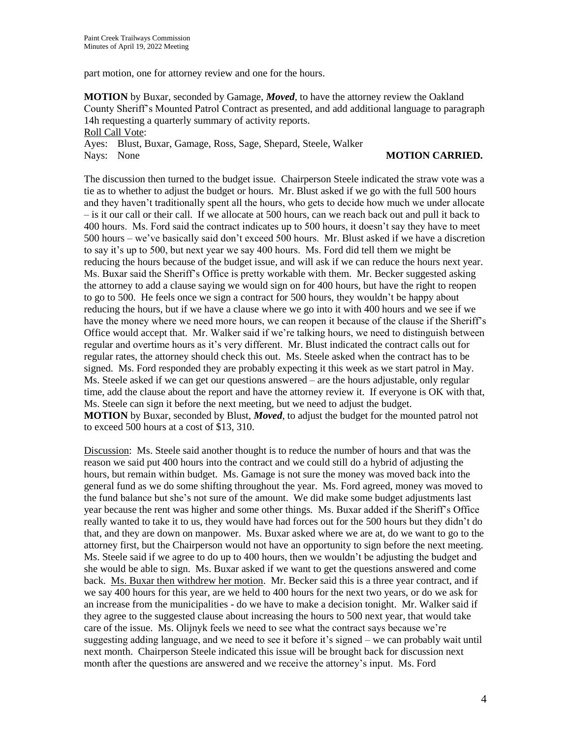part motion, one for attorney review and one for the hours.

**MOTION** by Buxar, seconded by Gamage, ***Moved***, to have the attorney review the Oakland County Sheriff's Mounted Patrol Contract as presented, and add additional language to paragraph 14h requesting a quarterly summary of activity reports.

<u>Roll Call Vote</u>:

Ayes: Blust, Buxar, Gamage, Ross, Sage, Shepard, Steele, Walker

Nays: None **MOTION CARRIED.**

The discussion then turned to the budget issue. Chairperson Steele indicated the straw vote was a tie as to whether to adjust the budget or hours. Mr. Blust asked if we go with the full 500 hours and they haven't traditionally spent all the hours, who gets to decide how much we under allocate – is it our call or their call. If we allocate at 500 hours, can we reach back out and pull it back to 400 hours. Ms. Ford said the contract indicates up to 500 hours, it doesn't say they have to meet 500 hours – we've basically said don't exceed 500 hours. Mr. Blust asked if we have a discretion to say it's up to 500, but next year we say 400 hours. Ms. Ford did tell them we might be reducing the hours because of the budget issue, and will ask if we can reduce the hours next year. Ms. Buxar said the Sheriff's Office is pretty workable with them. Mr. Becker suggested asking the attorney to add a clause saying we would sign on for 400 hours, but have the right to reopen to go to 500. He feels once we sign a contract for 500 hours, they wouldn't be happy about reducing the hours, but if we have a clause where we go into it with 400 hours and we see if we have the money where we need more hours, we can reopen it because of the clause if the Sheriff's Office would accept that. Mr. Walker said if we're talking hours, we need to distinguish between regular and overtime hours as it's very different. Mr. Blust indicated the contract calls out for regular rates, the attorney should check this out. Ms. Steele asked when the contract has to be signed. Ms. Ford responded they are probably expecting it this week as we start patrol in May. Ms. Steele asked if we can get our questions answered – are the hours adjustable, only regular time, add the clause about the report and have the attorney review it. If everyone is OK with that, Ms. Steele can sign it before the next meeting, but we need to adjust the budget.

**MOTION** by Buxar, seconded by Blust, ***Moved***, to adjust the budget for the mounted patrol not to exceed 500 hours at a cost of $13, 310.

<u>Discussion</u>: Ms. Steele said another thought is to reduce the number of hours and that was the reason we said put 400 hours into the contract and we could still do a hybrid of adjusting the hours, but remain within budget. Ms. Gamage is not sure the money was moved back into the general fund as we do some shifting throughout the year. Ms. Ford agreed, money was moved to the fund balance but she's not sure of the amount. We did make some budget adjustments last year because the rent was higher and some other things. Ms. Buxar added if the Sheriff's Office really wanted to take it to us, they would have had forces out for the 500 hours but they didn't do that, and they are down on manpower. Ms. Buxar asked where we are at, do we want to go to the attorney first, but the Chairperson would not have an opportunity to sign before the next meeting. Ms. Steele said if we agree to do up to 400 hours, then we wouldn't be adjusting the budget and she would be able to sign. Ms. Buxar asked if we want to get the questions answered and come back. <u>Ms. Buxar then withdrew her motion</u>. Mr. Becker said this is a three year contract, and if we say 400 hours for this year, are we held to 400 hours for the next two years, or do we ask for an increase from the municipalities - do we have to make a decision tonight. Mr. Walker said if they agree to the suggested clause about increasing the hours to 500 next year, that would take care of the issue. Ms. Olijnyk feels we need to see what the contract says because we're suggesting adding language, and we need to see it before it's signed – we can probably wait until next month. Chairperson Steele indicated this issue will be brought back for discussion next month after the questions are answered and we receive the attorney's input. Ms. Ford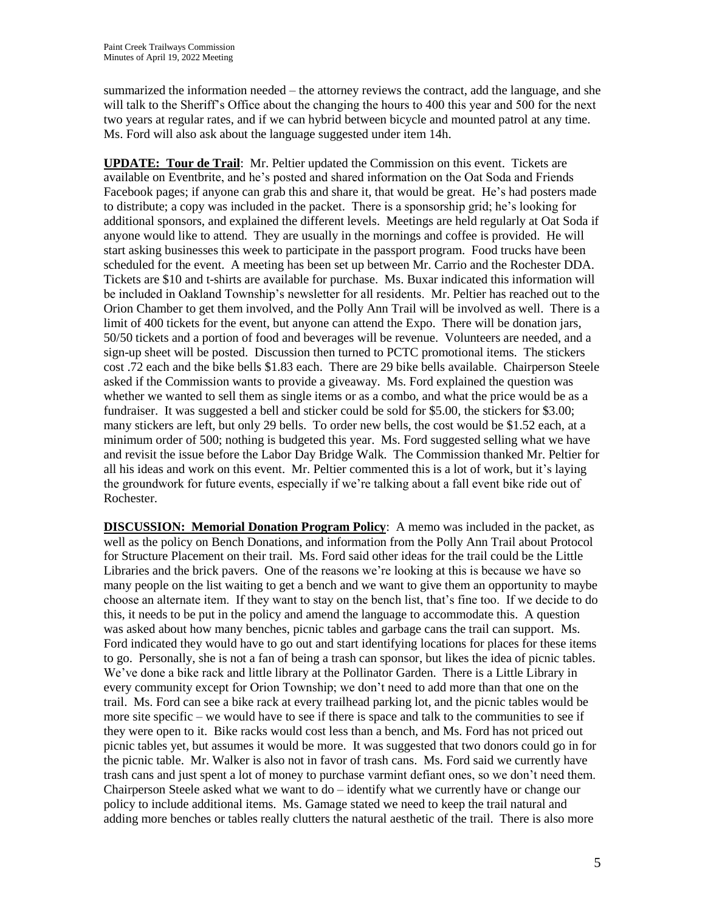summarized the information needed – the attorney reviews the contract, add the language, and she will talk to the Sheriff's Office about the changing the hours to 400 this year and 500 for the next two years at regular rates, and if we can hybrid between bicycle and mounted patrol at any time. Ms. Ford will also ask about the language suggested under item 14h.

**UPDATE: Tour de Trail**: Mr. Peltier updated the Commission on this event. Tickets are available on Eventbrite, and he's posted and shared information on the Oat Soda and Friends Facebook pages; if anyone can grab this and share it, that would be great. He's had posters made to distribute; a copy was included in the packet. There is a sponsorship grid; he's looking for additional sponsors, and explained the different levels. Meetings are held regularly at Oat Soda if anyone would like to attend. They are usually in the mornings and coffee is provided. He will start asking businesses this week to participate in the passport program. Food trucks have been scheduled for the event. A meeting has been set up between Mr. Carrio and the Rochester DDA. Tickets are $10 and t-shirts are available for purchase. Ms. Buxar indicated this information will be included in Oakland Township's newsletter for all residents. Mr. Peltier has reached out to the Orion Chamber to get them involved, and the Polly Ann Trail will be involved as well. There is a limit of 400 tickets for the event, but anyone can attend the Expo. There will be donation jars, 50/50 tickets and a portion of food and beverages will be revenue. Volunteers are needed, and a sign-up sheet will be posted. Discussion then turned to PCTC promotional items. The stickers cost .72 each and the bike bells $1.83 each. There are 29 bike bells available. Chairperson Steele asked if the Commission wants to provide a giveaway. Ms. Ford explained the question was whether we wanted to sell them as single items or as a combo, and what the price would be as a fundraiser. It was suggested a bell and sticker could be sold for $5.00, the stickers for $3.00; many stickers are left, but only 29 bells. To order new bells, the cost would be $1.52 each, at a minimum order of 500; nothing is budgeted this year. Ms. Ford suggested selling what we have and revisit the issue before the Labor Day Bridge Walk. The Commission thanked Mr. Peltier for all his ideas and work on this event. Mr. Peltier commented this is a lot of work, but it's laying the groundwork for future events, especially if we're talking about a fall event bike ride out of Rochester.

**DISCUSSION: Memorial Donation Program Policy**: A memo was included in the packet, as well as the policy on Bench Donations, and information from the Polly Ann Trail about Protocol for Structure Placement on their trail. Ms. Ford said other ideas for the trail could be the Little Libraries and the brick pavers. One of the reasons we're looking at this is because we have so many people on the list waiting to get a bench and we want to give them an opportunity to maybe choose an alternate item. If they want to stay on the bench list, that's fine too. If we decide to do this, it needs to be put in the policy and amend the language to accommodate this. A question was asked about how many benches, picnic tables and garbage cans the trail can support. Ms. Ford indicated they would have to go out and start identifying locations for places for these items to go. Personally, she is not a fan of being a trash can sponsor, but likes the idea of picnic tables. We've done a bike rack and little library at the Pollinator Garden. There is a Little Library in every community except for Orion Township; we don't need to add more than that one on the trail. Ms. Ford can see a bike rack at every trailhead parking lot, and the picnic tables would be more site specific – we would have to see if there is space and talk to the communities to see if they were open to it. Bike racks would cost less than a bench, and Ms. Ford has not priced out picnic tables yet, but assumes it would be more. It was suggested that two donors could go in for the picnic table. Mr. Walker is also not in favor of trash cans. Ms. Ford said we currently have trash cans and just spent a lot of money to purchase varmint defiant ones, so we don't need them. Chairperson Steele asked what we want to do – identify what we currently have or change our policy to include additional items. Ms. Gamage stated we need to keep the trail natural and adding more benches or tables really clutters the natural aesthetic of the trail. There is also more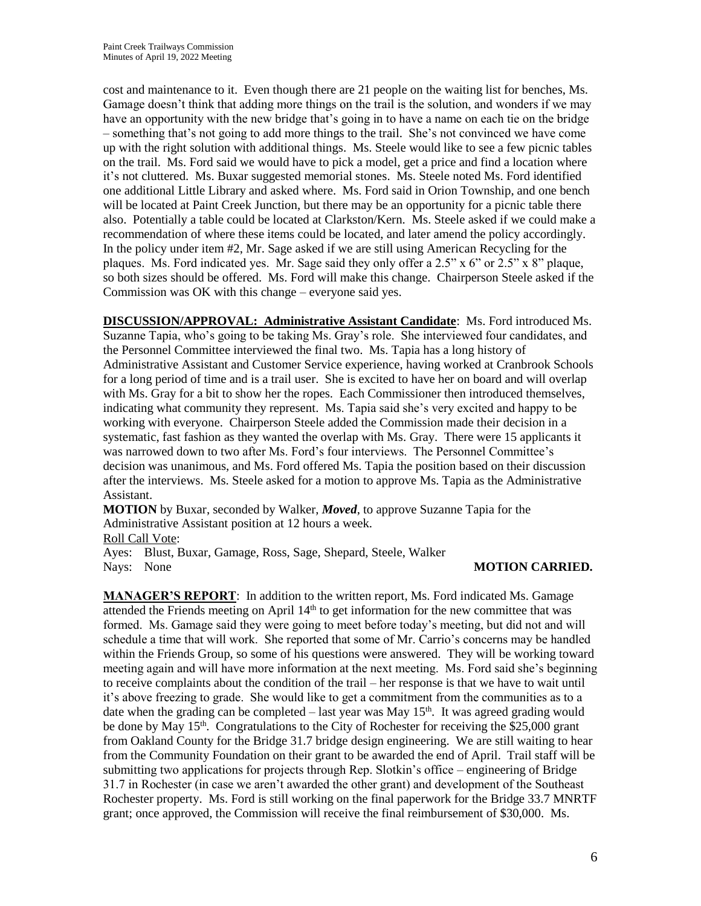cost and maintenance to it. Even though there are 21 people on the waiting list for benches, Ms. Gamage doesn't think that adding more things on the trail is the solution, and wonders if we may have an opportunity with the new bridge that's going in to have a name on each tie on the bridge – something that's not going to add more things to the trail. She's not convinced we have come up with the right solution with additional things. Ms. Steele would like to see a few picnic tables on the trail. Ms. Ford said we would have to pick a model, get a price and find a location where it's not cluttered. Ms. Buxar suggested memorial stones. Ms. Steele noted Ms. Ford identified one additional Little Library and asked where. Ms. Ford said in Orion Township, and one bench will be located at Paint Creek Junction, but there may be an opportunity for a picnic table there also. Potentially a table could be located at Clarkston/Kern. Ms. Steele asked if we could make a recommendation of where these items could be located, and later amend the policy accordingly. In the policy under item #2, Mr. Sage asked if we are still using American Recycling for the plaques. Ms. Ford indicated yes. Mr. Sage said they only offer a 2.5" x 6" or 2.5" x 8" plaque, so both sizes should be offered. Ms. Ford will make this change. Chairperson Steele asked if the Commission was OK with this change – everyone said yes.

**DISCUSSION/APPROVAL: Administrative Assistant Candidate**: Ms. Ford introduced Ms. Suzanne Tapia, who's going to be taking Ms. Gray's role. She interviewed four candidates, and the Personnel Committee interviewed the final two. Ms. Tapia has a long history of Administrative Assistant and Customer Service experience, having worked at Cranbrook Schools for a long period of time and is a trail user. She is excited to have her on board and will overlap with Ms. Gray for a bit to show her the ropes. Each Commissioner then introduced themselves, indicating what community they represent. Ms. Tapia said she's very excited and happy to be working with everyone. Chairperson Steele added the Commission made their decision in a systematic, fast fashion as they wanted the overlap with Ms. Gray. There were 15 applicants it was narrowed down to two after Ms. Ford's four interviews. The Personnel Committee's decision was unanimous, and Ms. Ford offered Ms. Tapia the position based on their discussion after the interviews. Ms. Steele asked for a motion to approve Ms. Tapia as the Administrative Assistant.

**MOTION** by Buxar, seconded by Walker, ***Moved***, to approve Suzanne Tapia for the Administrative Assistant position at 12 hours a week.

Roll Call Vote:

Ayes: Blust, Buxar, Gamage, Ross, Sage, Shepard, Steele, Walker

Nays: None **MOTION CARRIED.**

**MANAGER'S REPORT**: In addition to the written report, Ms. Ford indicated Ms. Gamage attended the Friends meeting on April 14th to get information for the new committee that was formed. Ms. Gamage said they were going to meet before today's meeting, but did not and will schedule a time that will work. She reported that some of Mr. Carrio's concerns may be handled within the Friends Group, so some of his questions were answered. They will be working toward meeting again and will have more information at the next meeting. Ms. Ford said she's beginning to receive complaints about the condition of the trail – her response is that we have to wait until it's above freezing to grade. She would like to get a commitment from the communities as to a date when the grading can be completed – last year was May 15th. It was agreed grading would be done by May 15th. Congratulations to the City of Rochester for receiving the $25,000 grant from Oakland County for the Bridge 31.7 bridge design engineering. We are still waiting to hear from the Community Foundation on their grant to be awarded the end of April. Trail staff will be submitting two applications for projects through Rep. Slotkin's office – engineering of Bridge 31.7 in Rochester (in case we aren't awarded the other grant) and development of the Southeast Rochester property. Ms. Ford is still working on the final paperwork for the Bridge 33.7 MNRTF grant; once approved, the Commission will receive the final reimbursement of $30,000. Ms.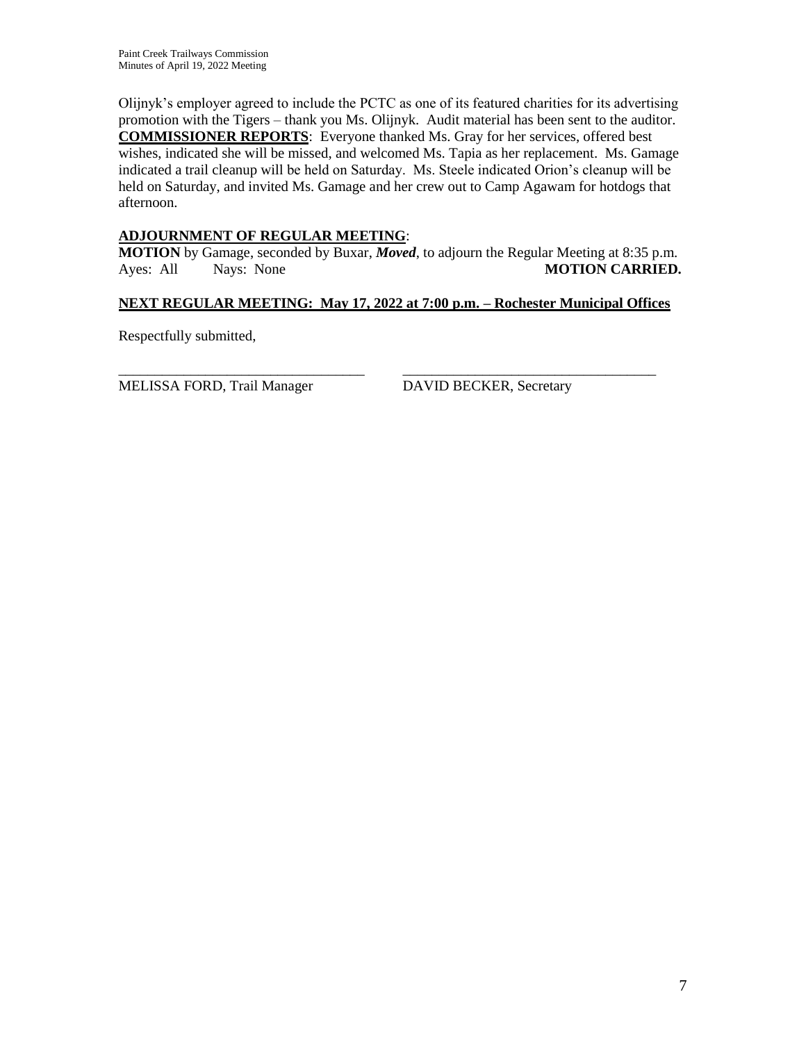Olijnyk's employer agreed to include the PCTC as one of its featured charities for its advertising promotion with the Tigers – thank you Ms. Olijnyk. Audit material has been sent to the auditor.

**COMMISSIONER REPORTS**: Everyone thanked Ms. Gray for her services, offered best wishes, indicated she will be missed, and welcomed Ms. Tapia as her replacement. Ms. Gamage indicated a trail cleanup will be held on Saturday. Ms. Steele indicated Orion's cleanup will be held on Saturday, and invited Ms. Gamage and her crew out to Camp Agawam for hotdogs that afternoon.

**ADJOURNMENT OF REGULAR MEETING**:

**MOTION** by Gamage, seconded by Buxar, ***Moved***, to adjourn the Regular Meeting at 8:35 p.m.
Ayes: All Nays: None **MOTION CARRIED.**

**NEXT REGULAR MEETING: May 17, 2022 at 7:00 p.m. – Rochester Municipal Offices**

Respectfully submitted,

\_\_\_\_\_\_\_\_\_\_\_\_\_\_\_\_\_\_\_\_\_\_\_\_\_\_\_\_\_\_\_\_\_\_ \_\_\_\_\_\_\_\_\_\_\_\_\_\_\_\_\_\_\_\_\_\_\_\_\_\_\_\_\_\_\_\_\_\_\_

MELISSA FORD, Trail Manager DAVID BECKER, Secretary